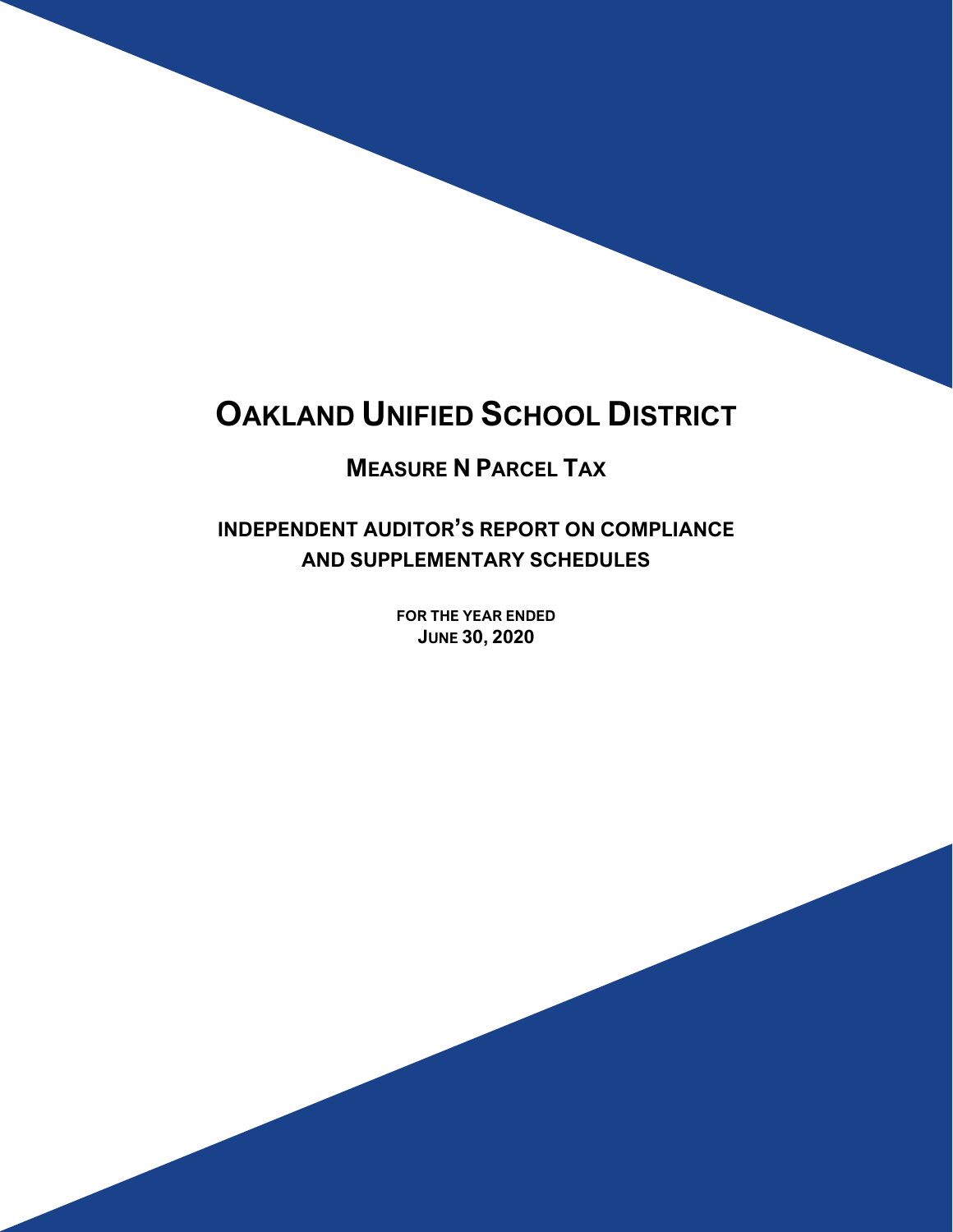# OAKLAND UNIFIED SCHOOL DISTRICT

## MEASURE N PARCEL TAX

## INDEPENDENT AUDITOR'S REPORT ON COMPLIANCE AND SUPPLEMENTARY SCHEDULES

**FOR THE YEAR ENDED**
**JUNE 30, 2020**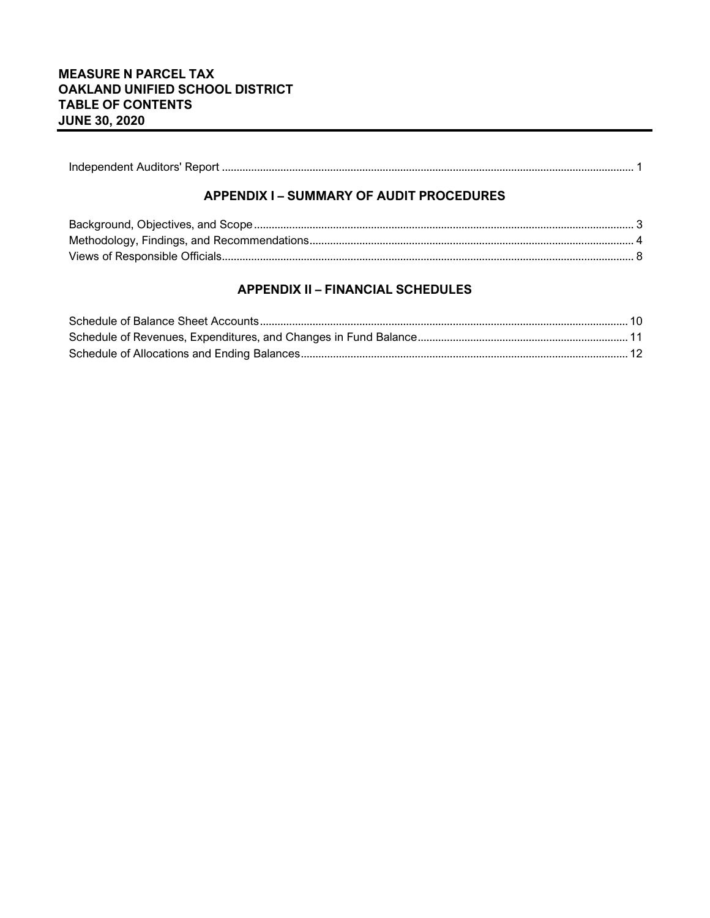# MEASURE N PARCEL TAX
# OAKLAND UNIFIED SCHOOL DISTRICT
# TABLE OF CONTENTS
# JUNE 30, 2020

Independent Auditors' Report ........................................................................................................................... 1

## APPENDIX I – SUMMARY OF AUDIT PROCEDURES

Background, Objectives, and Scope ................................................................................................................ 3
Methodology, Findings, and Recommendations............................................................................................. 4
Views of Responsible Officials.......................................................................................................................... 8

## APPENDIX II – FINANCIAL SCHEDULES

Schedule of Balance Sheet Accounts............................................................................................................ 10
Schedule of Revenues, Expenditures, and Changes in Fund Balance....................................................... 11
Schedule of Allocations and Ending Balances............................................................................................... 12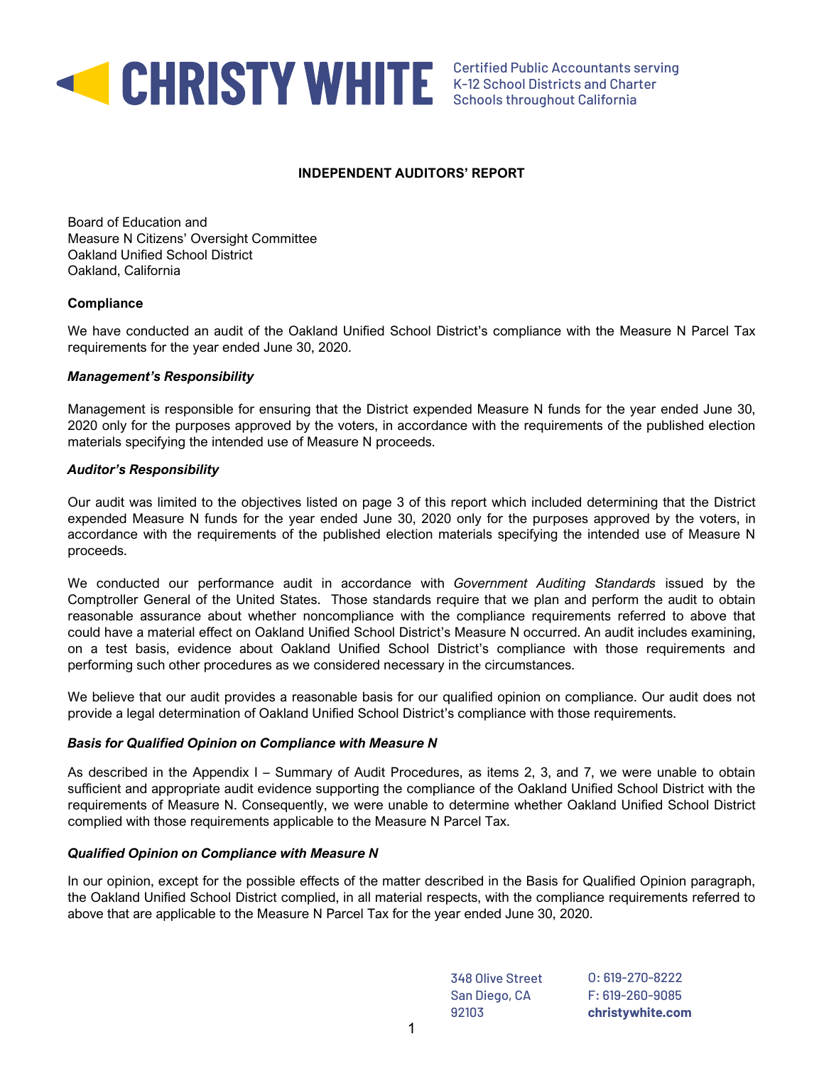# INDEPENDENT AUDITORS' REPORT

Board of Education and
Measure N Citizens' Oversight Committee
Oakland Unified School District
Oakland, California

**Compliance**

We have conducted an audit of the Oakland Unified School District's compliance with the Measure N Parcel Tax requirements for the year ended June 30, 2020.

***Management's Responsibility***

Management is responsible for ensuring that the District expended Measure N funds for the year ended June 30, 2020 only for the purposes approved by the voters, in accordance with the requirements of the published election materials specifying the intended use of Measure N proceeds.

***Auditor's Responsibility***

Our audit was limited to the objectives listed on page 3 of this report which included determining that the District expended Measure N funds for the year ended June 30, 2020 only for the purposes approved by the voters, in accordance with the requirements of the published election materials specifying the intended use of Measure N proceeds.

We conducted our performance audit in accordance with *Government Auditing Standards* issued by the Comptroller General of the United States. Those standards require that we plan and perform the audit to obtain reasonable assurance about whether noncompliance with the compliance requirements referred to above that could have a material effect on Oakland Unified School District's Measure N occurred. An audit includes examining, on a test basis, evidence about Oakland Unified School District's compliance with those requirements and performing such other procedures as we considered necessary in the circumstances.

We believe that our audit provides a reasonable basis for our qualified opinion on compliance. Our audit does not provide a legal determination of Oakland Unified School District's compliance with those requirements.

***Basis for Qualified Opinion on Compliance with Measure N***

As described in the Appendix I – Summary of Audit Procedures, as items 2, 3, and 7, we were unable to obtain sufficient and appropriate audit evidence supporting the compliance of the Oakland Unified School District with the requirements of Measure N. Consequently, we were unable to determine whether Oakland Unified School District complied with those requirements applicable to the Measure N Parcel Tax.

***Qualified Opinion on Compliance with Measure N***

In our opinion, except for the possible effects of the matter described in the Basis for Qualified Opinion paragraph, the Oakland Unified School District complied, in all material respects, with the compliance requirements referred to above that are applicable to the Measure N Parcel Tax for the year ended June 30, 2020.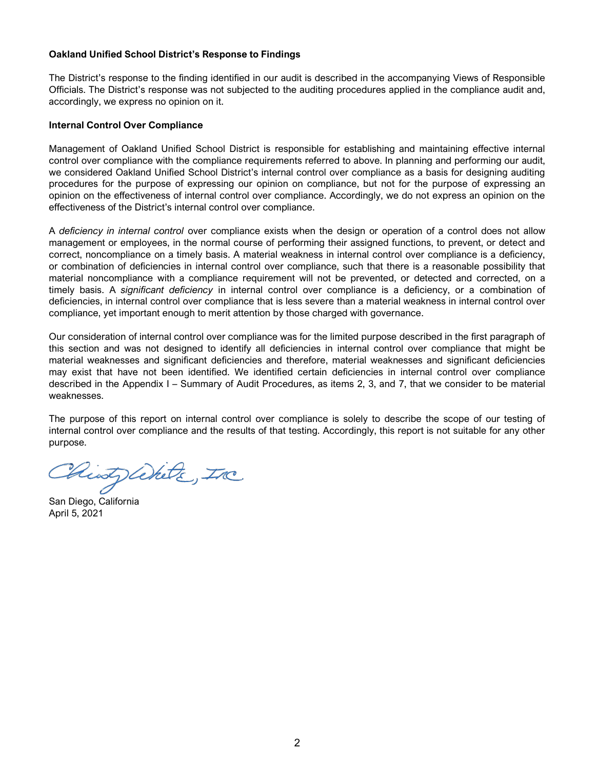**Oakland Unified School District's Response to Findings**

The District's response to the finding identified in our audit is described in the accompanying Views of Responsible Officials. The District's response was not subjected to the auditing procedures applied in the compliance audit and, accordingly, we express no opinion on it.

**Internal Control Over Compliance**

Management of Oakland Unified School District is responsible for establishing and maintaining effective internal control over compliance with the compliance requirements referred to above. In planning and performing our audit, we considered Oakland Unified School District's internal control over compliance as a basis for designing auditing procedures for the purpose of expressing our opinion on compliance, but not for the purpose of expressing an opinion on the effectiveness of internal control over compliance. Accordingly, we do not express an opinion on the effectiveness of the District's internal control over compliance.

A *deficiency in internal control* over compliance exists when the design or operation of a control does not allow management or employees, in the normal course of performing their assigned functions, to prevent, or detect and correct, noncompliance on a timely basis. A material weakness in internal control over compliance is a deficiency, or combination of deficiencies in internal control over compliance, such that there is a reasonable possibility that material noncompliance with a compliance requirement will not be prevented, or detected and corrected, on a timely basis. A *significant deficiency* in internal control over compliance is a deficiency, or a combination of deficiencies, in internal control over compliance that is less severe than a material weakness in internal control over compliance, yet important enough to merit attention by those charged with governance.

Our consideration of internal control over compliance was for the limited purpose described in the first paragraph of this section and was not designed to identify all deficiencies in internal control over compliance that might be material weaknesses and significant deficiencies and therefore, material weaknesses and significant deficiencies may exist that have not been identified. We identified certain deficiencies in internal control over compliance described in the Appendix I – Summary of Audit Procedures, as items 2, 3, and 7, that we consider to be material weaknesses.

The purpose of this report on internal control over compliance is solely to describe the scope of our testing of internal control over compliance and the results of that testing. Accordingly, this report is not suitable for any other purpose.

Christy White, Inc.

San Diego, California
April 5, 2021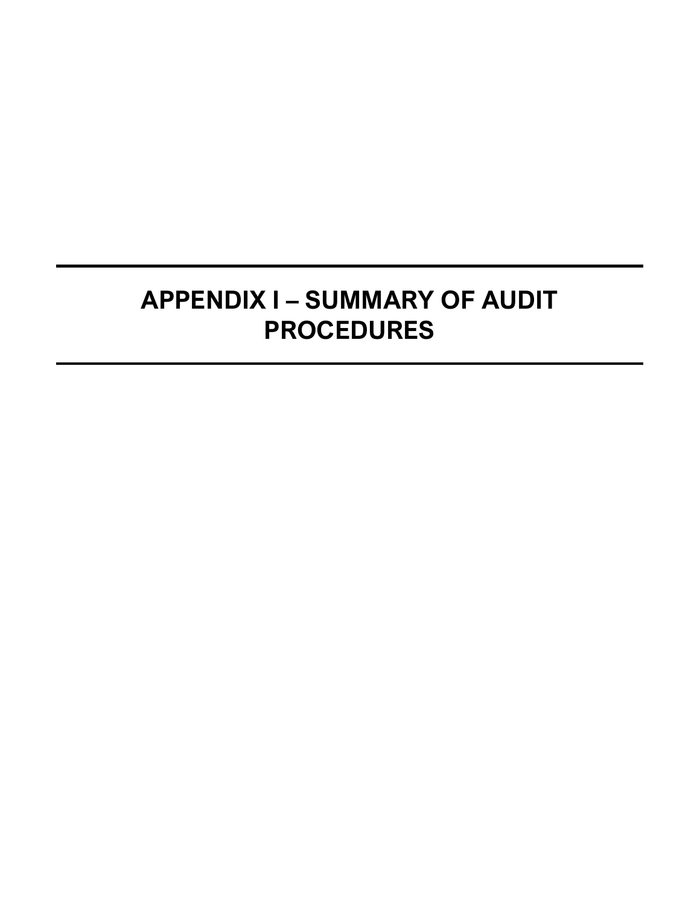# APPENDIX I – SUMMARY OF AUDIT PROCEDURES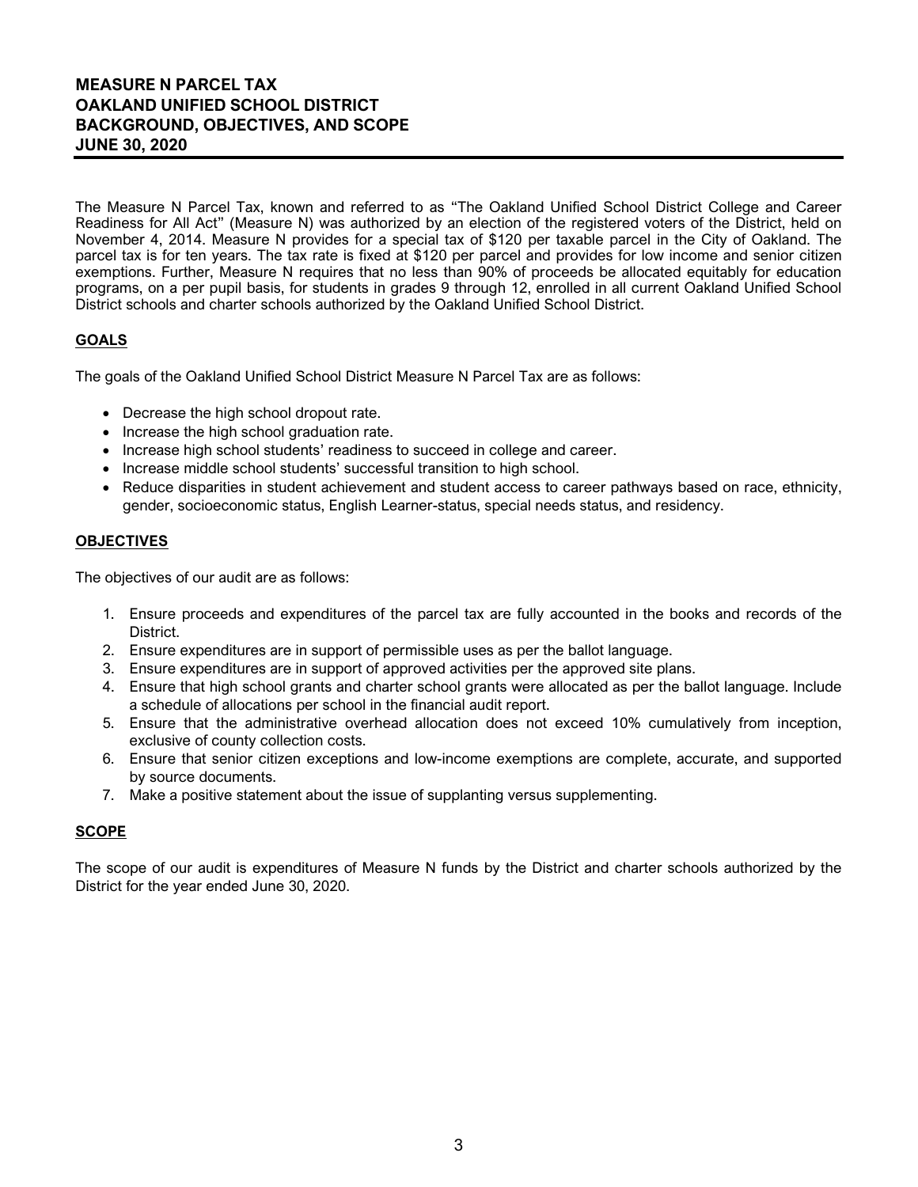# MEASURE N PARCEL TAX
# OAKLAND UNIFIED SCHOOL DISTRICT
# BACKGROUND, OBJECTIVES, AND SCOPE
# JUNE 30, 2020

The Measure N Parcel Tax, known and referred to as "The Oakland Unified School District College and Career Readiness for All Act" (Measure N) was authorized by an election of the registered voters of the District, held on November 4, 2014. Measure N provides for a special tax of $120 per taxable parcel in the City of Oakland. The parcel tax is for ten years. The tax rate is fixed at $120 per parcel and provides for low income and senior citizen exemptions. Further, Measure N requires that no less than 90% of proceeds be allocated equitably for education programs, on a per pupil basis, for students in grades 9 through 12, enrolled in all current Oakland Unified School District schools and charter schools authorized by the Oakland Unified School District.

## GOALS

The goals of the Oakland Unified School District Measure N Parcel Tax are as follows:

- Decrease the high school dropout rate.
- Increase the high school graduation rate.
- Increase high school students' readiness to succeed in college and career.
- Increase middle school students' successful transition to high school.
- Reduce disparities in student achievement and student access to career pathways based on race, ethnicity, gender, socioeconomic status, English Learner-status, special needs status, and residency.

## OBJECTIVES

The objectives of our audit are as follows:

1. Ensure proceeds and expenditures of the parcel tax are fully accounted in the books and records of the District.
2. Ensure expenditures are in support of permissible uses as per the ballot language.
3. Ensure expenditures are in support of approved activities per the approved site plans.
4. Ensure that high school grants and charter school grants were allocated as per the ballot language. Include a schedule of allocations per school in the financial audit report.
5. Ensure that the administrative overhead allocation does not exceed 10% cumulatively from inception, exclusive of county collection costs.
6. Ensure that senior citizen exceptions and low-income exemptions are complete, accurate, and supported by source documents.
7. Make a positive statement about the issue of supplanting versus supplementing.

## SCOPE

The scope of our audit is expenditures of Measure N funds by the District and charter schools authorized by the District for the year ended June 30, 2020.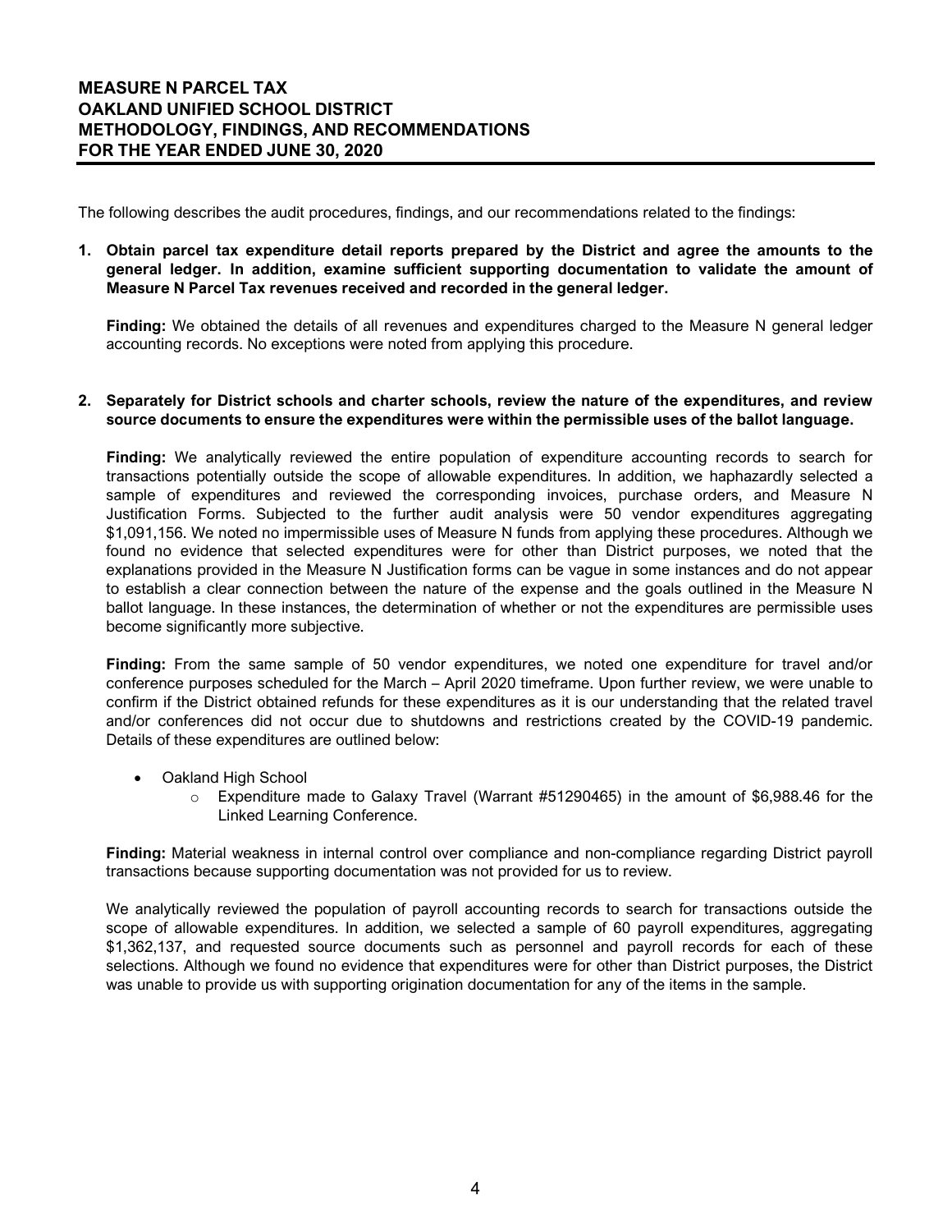# MEASURE N PARCEL TAX
# OAKLAND UNIFIED SCHOOL DISTRICT
# METHODOLOGY, FINDINGS, AND RECOMMENDATIONS
# FOR THE YEAR ENDED JUNE 30, 2020

The following describes the audit procedures, findings, and our recommendations related to the findings:

**1. Obtain parcel tax expenditure detail reports prepared by the District and agree the amounts to the general ledger. In addition, examine sufficient supporting documentation to validate the amount of Measure N Parcel Tax revenues received and recorded in the general ledger.**

**Finding:** We obtained the details of all revenues and expenditures charged to the Measure N general ledger accounting records. No exceptions were noted from applying this procedure.

**2. Separately for District schools and charter schools, review the nature of the expenditures, and review source documents to ensure the expenditures were within the permissible uses of the ballot language.**

**Finding:** We analytically reviewed the entire population of expenditure accounting records to search for transactions potentially outside the scope of allowable expenditures. In addition, we haphazardly selected a sample of expenditures and reviewed the corresponding invoices, purchase orders, and Measure N Justification Forms. Subjected to the further audit analysis were 50 vendor expenditures aggregating $1,091,156. We noted no impermissible uses of Measure N funds from applying these procedures. Although we found no evidence that selected expenditures were for other than District purposes, we noted that the explanations provided in the Measure N Justification forms can be vague in some instances and do not appear to establish a clear connection between the nature of the expense and the goals outlined in the Measure N ballot language. In these instances, the determination of whether or not the expenditures are permissible uses become significantly more subjective.

**Finding:** From the same sample of 50 vendor expenditures, we noted one expenditure for travel and/or conference purposes scheduled for the March – April 2020 timeframe. Upon further review, we were unable to confirm if the District obtained refunds for these expenditures as it is our understanding that the related travel and/or conferences did not occur due to shutdowns and restrictions created by the COVID-19 pandemic. Details of these expenditures are outlined below:

- Oakland High School
  - Expenditure made to Galaxy Travel (Warrant #51290465) in the amount of $6,988.46 for the Linked Learning Conference.

**Finding:** Material weakness in internal control over compliance and non-compliance regarding District payroll transactions because supporting documentation was not provided for us to review.

We analytically reviewed the population of payroll accounting records to search for transactions outside the scope of allowable expenditures. In addition, we selected a sample of 60 payroll expenditures, aggregating $1,362,137, and requested source documents such as personnel and payroll records for each of these selections. Although we found no evidence that expenditures were for other than District purposes, the District was unable to provide us with supporting origination documentation for any of the items in the sample.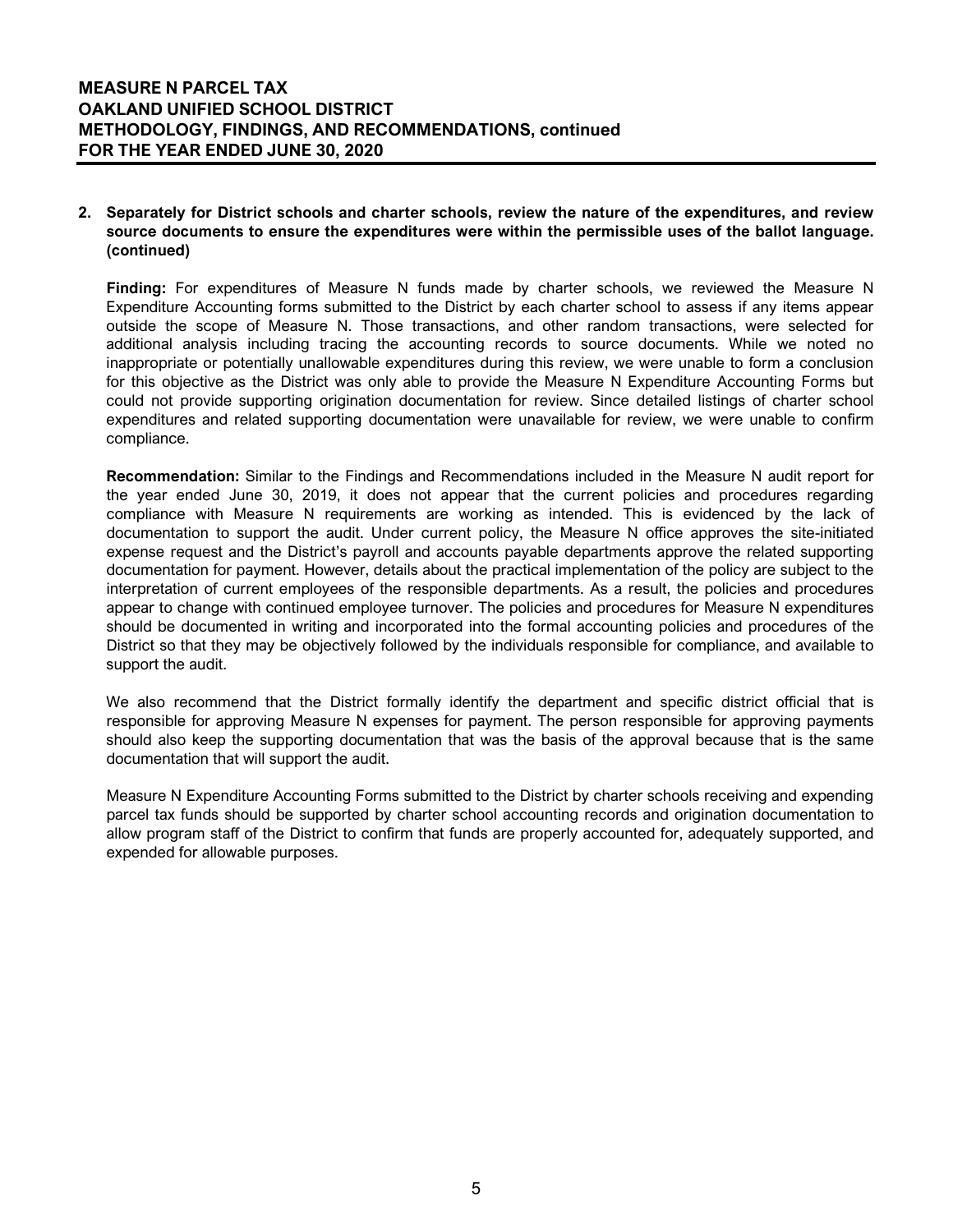**2. Separately for District schools and charter schools, review the nature of the expenditures, and review source documents to ensure the expenditures were within the permissible uses of the ballot language. (continued)**

**Finding:** For expenditures of Measure N funds made by charter schools, we reviewed the Measure N Expenditure Accounting forms submitted to the District by each charter school to assess if any items appear outside the scope of Measure N. Those transactions, and other random transactions, were selected for additional analysis including tracing the accounting records to source documents. While we noted no inappropriate or potentially unallowable expenditures during this review, we were unable to form a conclusion for this objective as the District was only able to provide the Measure N Expenditure Accounting Forms but could not provide supporting origination documentation for review. Since detailed listings of charter school expenditures and related supporting documentation were unavailable for review, we were unable to confirm compliance.

**Recommendation:** Similar to the Findings and Recommendations included in the Measure N audit report for the year ended June 30, 2019, it does not appear that the current policies and procedures regarding compliance with Measure N requirements are working as intended. This is evidenced by the lack of documentation to support the audit. Under current policy, the Measure N office approves the site-initiated expense request and the District's payroll and accounts payable departments approve the related supporting documentation for payment. However, details about the practical implementation of the policy are subject to the interpretation of current employees of the responsible departments. As a result, the policies and procedures appear to change with continued employee turnover. The policies and procedures for Measure N expenditures should be documented in writing and incorporated into the formal accounting policies and procedures of the District so that they may be objectively followed by the individuals responsible for compliance, and available to support the audit.

We also recommend that the District formally identify the department and specific district official that is responsible for approving Measure N expenses for payment. The person responsible for approving payments should also keep the supporting documentation that was the basis of the approval because that is the same documentation that will support the audit.

Measure N Expenditure Accounting Forms submitted to the District by charter schools receiving and expending parcel tax funds should be supported by charter school accounting records and origination documentation to allow program staff of the District to confirm that funds are properly accounted for, adequately supported, and expended for allowable purposes.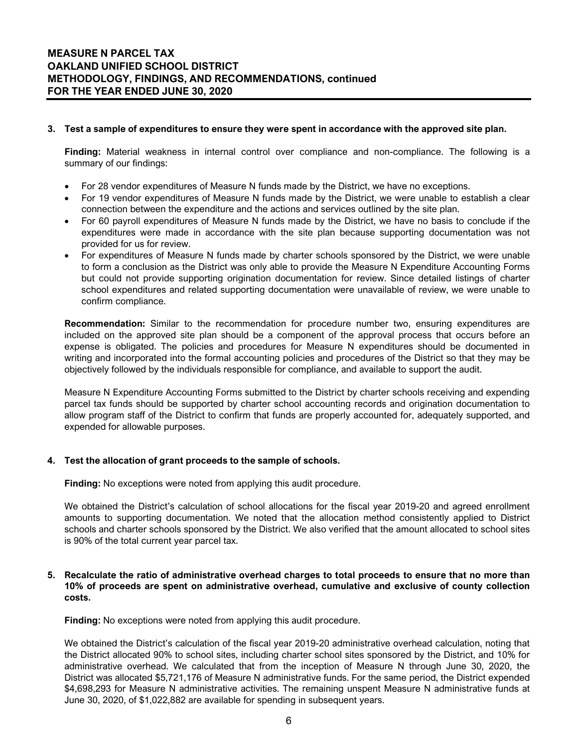**3. Test a sample of expenditures to ensure they were spent in accordance with the approved site plan.**

**Finding:** Material weakness in internal control over compliance and non-compliance. The following is a summary of our findings:

- For 28 vendor expenditures of Measure N funds made by the District, we have no exceptions.
- For 19 vendor expenditures of Measure N funds made by the District, we were unable to establish a clear connection between the expenditure and the actions and services outlined by the site plan.
- For 60 payroll expenditures of Measure N funds made by the District, we have no basis to conclude if the expenditures were made in accordance with the site plan because supporting documentation was not provided for us for review.
- For expenditures of Measure N funds made by charter schools sponsored by the District, we were unable to form a conclusion as the District was only able to provide the Measure N Expenditure Accounting Forms but could not provide supporting origination documentation for review. Since detailed listings of charter school expenditures and related supporting documentation were unavailable of review, we were unable to confirm compliance.

**Recommendation:** Similar to the recommendation for procedure number two, ensuring expenditures are included on the approved site plan should be a component of the approval process that occurs before an expense is obligated. The policies and procedures for Measure N expenditures should be documented in writing and incorporated into the formal accounting policies and procedures of the District so that they may be objectively followed by the individuals responsible for compliance, and available to support the audit.

Measure N Expenditure Accounting Forms submitted to the District by charter schools receiving and expending parcel tax funds should be supported by charter school accounting records and origination documentation to allow program staff of the District to confirm that funds are properly accounted for, adequately supported, and expended for allowable purposes.

**4. Test the allocation of grant proceeds to the sample of schools.**

**Finding:** No exceptions were noted from applying this audit procedure.

We obtained the District's calculation of school allocations for the fiscal year 2019-20 and agreed enrollment amounts to supporting documentation. We noted that the allocation method consistently applied to District schools and charter schools sponsored by the District. We also verified that the amount allocated to school sites is 90% of the total current year parcel tax.

**5. Recalculate the ratio of administrative overhead charges to total proceeds to ensure that no more than 10% of proceeds are spent on administrative overhead, cumulative and exclusive of county collection costs.**

**Finding:** No exceptions were noted from applying this audit procedure.

We obtained the District's calculation of the fiscal year 2019-20 administrative overhead calculation, noting that the District allocated 90% to school sites, including charter school sites sponsored by the District, and 10% for administrative overhead. We calculated that from the inception of Measure N through June 30, 2020, the District was allocated $5,721,176 of Measure N administrative funds. For the same period, the District expended $4,698,293 for Measure N administrative activities. The remaining unspent Measure N administrative funds at June 30, 2020, of $1,022,882 are available for spending in subsequent years.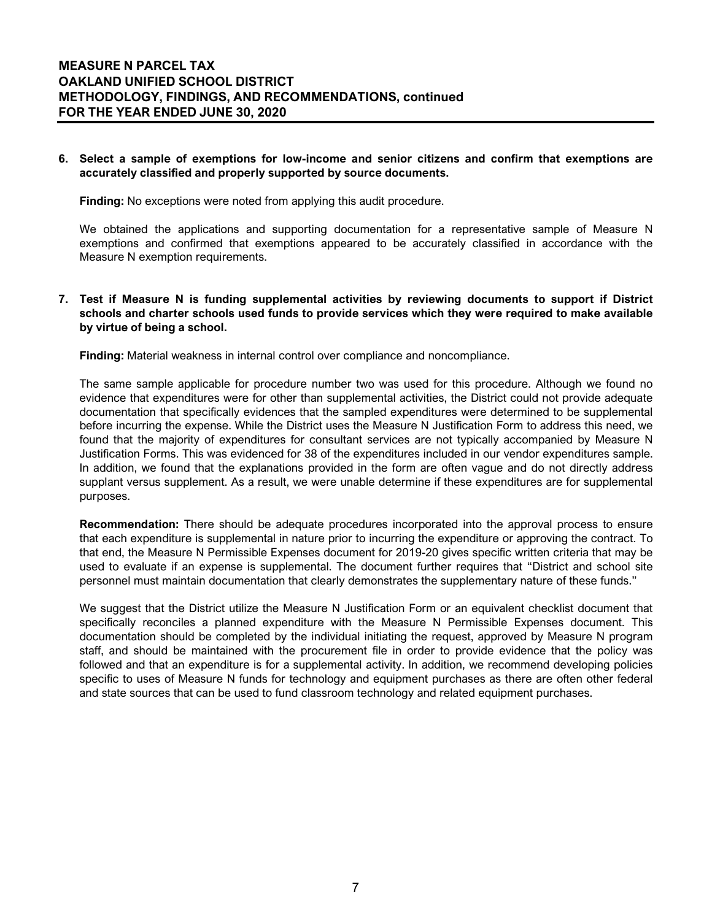**6. Select a sample of exemptions for low-income and senior citizens and confirm that exemptions are accurately classified and properly supported by source documents.**

**Finding:** No exceptions were noted from applying this audit procedure.

We obtained the applications and supporting documentation for a representative sample of Measure N exemptions and confirmed that exemptions appeared to be accurately classified in accordance with the Measure N exemption requirements.

**7. Test if Measure N is funding supplemental activities by reviewing documents to support if District schools and charter schools used funds to provide services which they were required to make available by virtue of being a school.**

**Finding:** Material weakness in internal control over compliance and noncompliance.

The same sample applicable for procedure number two was used for this procedure. Although we found no evidence that expenditures were for other than supplemental activities, the District could not provide adequate documentation that specifically evidences that the sampled expenditures were determined to be supplemental before incurring the expense. While the District uses the Measure N Justification Form to address this need, we found that the majority of expenditures for consultant services are not typically accompanied by Measure N Justification Forms. This was evidenced for 38 of the expenditures included in our vendor expenditures sample. In addition, we found that the explanations provided in the form are often vague and do not directly address supplant versus supplement. As a result, we were unable determine if these expenditures are for supplemental purposes.

**Recommendation:** There should be adequate procedures incorporated into the approval process to ensure that each expenditure is supplemental in nature prior to incurring the expenditure or approving the contract. To that end, the Measure N Permissible Expenses document for 2019-20 gives specific written criteria that may be used to evaluate if an expense is supplemental. The document further requires that "District and school site personnel must maintain documentation that clearly demonstrates the supplementary nature of these funds."

We suggest that the District utilize the Measure N Justification Form or an equivalent checklist document that specifically reconciles a planned expenditure with the Measure N Permissible Expenses document. This documentation should be completed by the individual initiating the request, approved by Measure N program staff, and should be maintained with the procurement file in order to provide evidence that the policy was followed and that an expenditure is for a supplemental activity. In addition, we recommend developing policies specific to uses of Measure N funds for technology and equipment purchases as there are often other federal and state sources that can be used to fund classroom technology and related equipment purchases.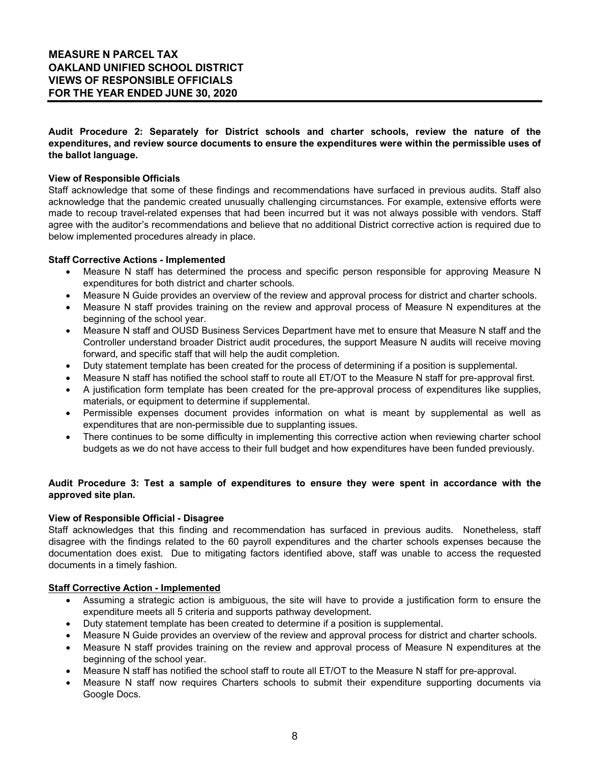**Audit Procedure 2: Separately for District schools and charter schools, review the nature of the expenditures, and review source documents to ensure the expenditures were within the permissible uses of the ballot language.**

**View of Responsible Officials**

Staff acknowledge that some of these findings and recommendations have surfaced in previous audits. Staff also acknowledge that the pandemic created unusually challenging circumstances. For example, extensive efforts were made to recoup travel-related expenses that had been incurred but it was not always possible with vendors. Staff agree with the auditor's recommendations and believe that no additional District corrective action is required due to below implemented procedures already in place.

**Staff Corrective Actions - Implemented**

- Measure N staff has determined the process and specific person responsible for approving Measure N expenditures for both district and charter schools.
- Measure N Guide provides an overview of the review and approval process for district and charter schools.
- Measure N staff provides training on the review and approval process of Measure N expenditures at the beginning of the school year.
- Measure N staff and OUSD Business Services Department have met to ensure that Measure N staff and the Controller understand broader District audit procedures, the support Measure N audits will receive moving forward, and specific staff that will help the audit completion.
- Duty statement template has been created for the process of determining if a position is supplemental.
- Measure N staff has notified the school staff to route all ET/OT to the Measure N staff for pre-approval first.
- A justification form template has been created for the pre-approval process of expenditures like supplies, materials, or equipment to determine if supplemental.
- Permissible expenses document provides information on what is meant by supplemental as well as expenditures that are non-permissible due to supplanting issues.
- There continues to be some difficulty in implementing this corrective action when reviewing charter school budgets as we do not have access to their full budget and how expenditures have been funded previously.

**Audit Procedure 3: Test a sample of expenditures to ensure they were spent in accordance with the approved site plan.**

**View of Responsible Official - Disagree**

Staff acknowledges that this finding and recommendation has surfaced in previous audits. Nonetheless, staff disagree with the findings related to the 60 payroll expenditures and the charter schools expenses because the documentation does exist. Due to mitigating factors identified above, staff was unable to access the requested documents in a timely fashion.

**Staff Corrective Action - Implemented**

- Assuming a strategic action is ambiguous, the site will have to provide a justification form to ensure the expenditure meets all 5 criteria and supports pathway development.
- Duty statement template has been created to determine if a position is supplemental.
- Measure N Guide provides an overview of the review and approval process for district and charter schools.
- Measure N staff provides training on the review and approval process of Measure N expenditures at the beginning of the school year.
- Measure N staff has notified the school staff to route all ET/OT to the Measure N staff for pre-approval.
- Measure N staff now requires Charters schools to submit their expenditure supporting documents via Google Docs.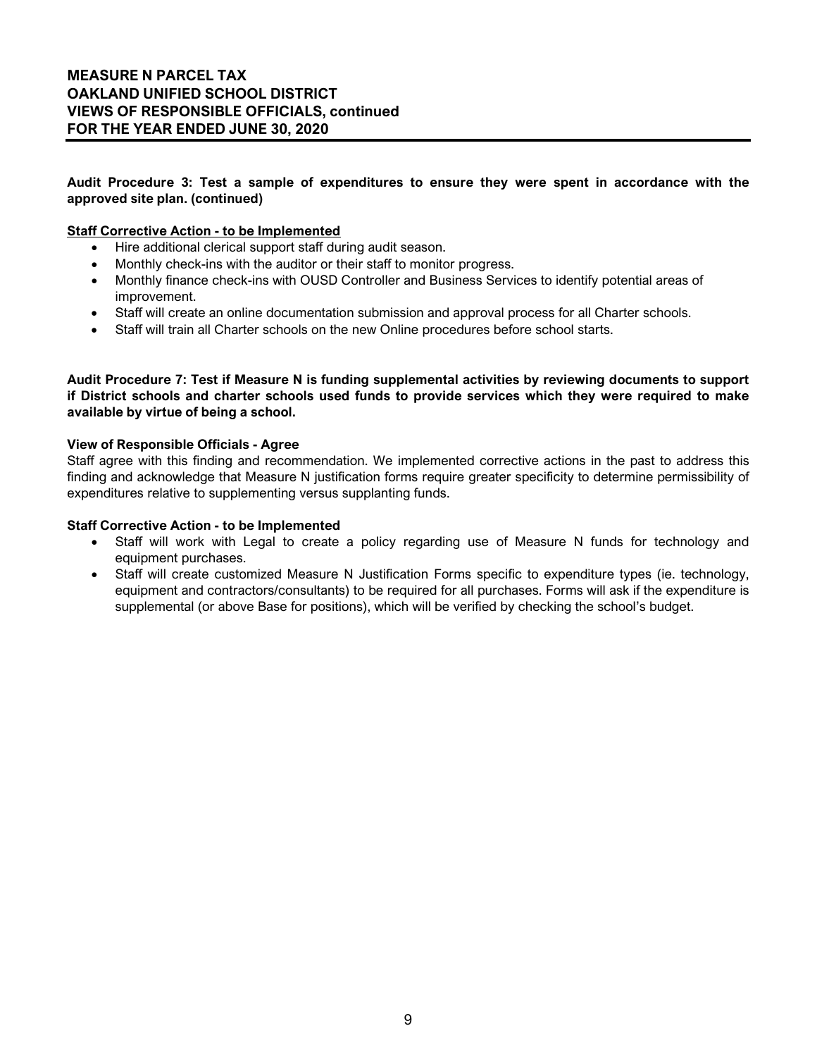**Audit Procedure 3: Test a sample of expenditures to ensure they were spent in accordance with the approved site plan. (continued)**

**Staff Corrective Action - to be Implemented**

- Hire additional clerical support staff during audit season.
- Monthly check-ins with the auditor or their staff to monitor progress.
- Monthly finance check-ins with OUSD Controller and Business Services to identify potential areas of improvement.
- Staff will create an online documentation submission and approval process for all Charter schools.
- Staff will train all Charter schools on the new Online procedures before school starts.

**Audit Procedure 7: Test if Measure N is funding supplemental activities by reviewing documents to support if District schools and charter schools used funds to provide services which they were required to make available by virtue of being a school.**

**View of Responsible Officials - Agree**

Staff agree with this finding and recommendation. We implemented corrective actions in the past to address this finding and acknowledge that Measure N justification forms require greater specificity to determine permissibility of expenditures relative to supplementing versus supplanting funds.

**Staff Corrective Action - to be Implemented**

- Staff will work with Legal to create a policy regarding use of Measure N funds for technology and equipment purchases.
- Staff will create customized Measure N Justification Forms specific to expenditure types (ie. technology, equipment and contractors/consultants) to be required for all purchases. Forms will ask if the expenditure is supplemental (or above Base for positions), which will be verified by checking the school's budget.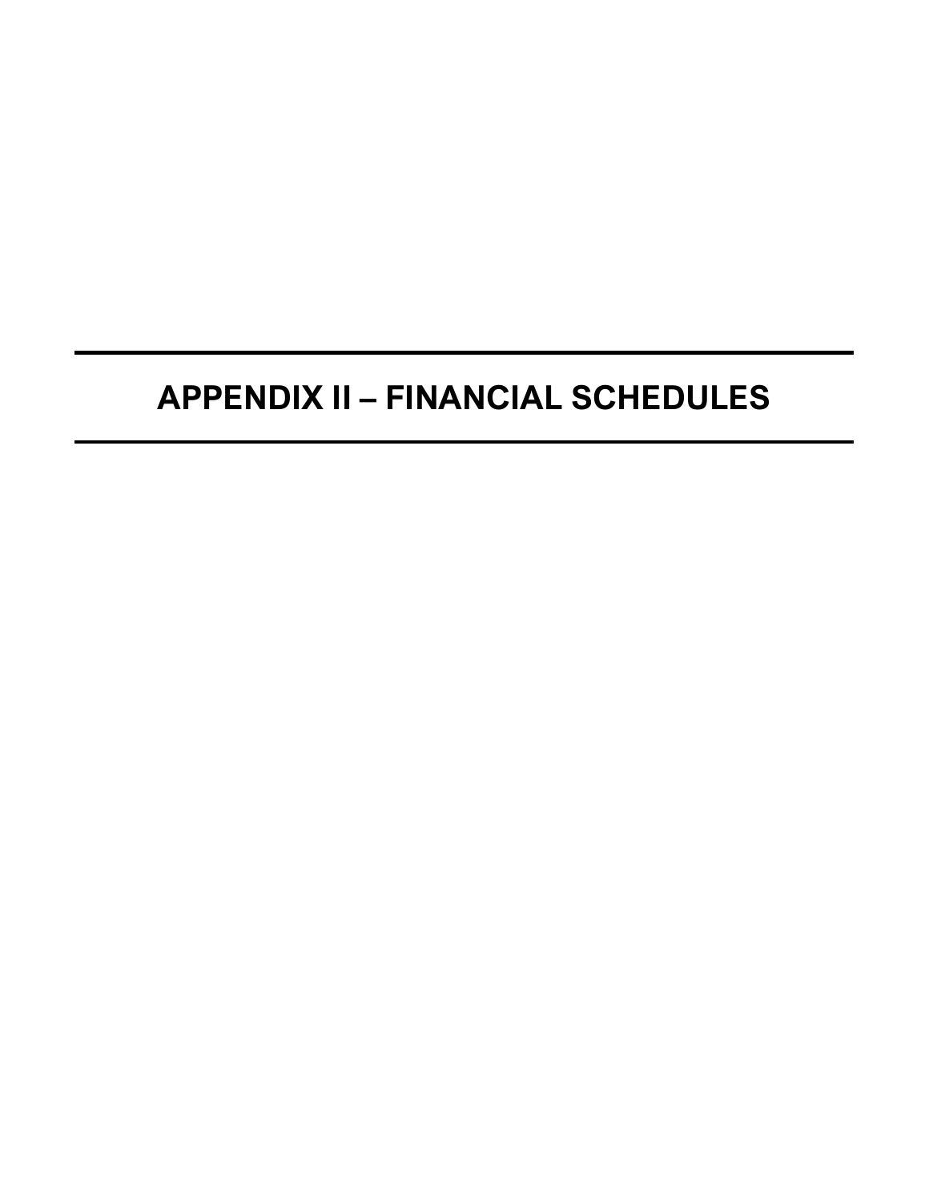# APPENDIX II – FINANCIAL SCHEDULES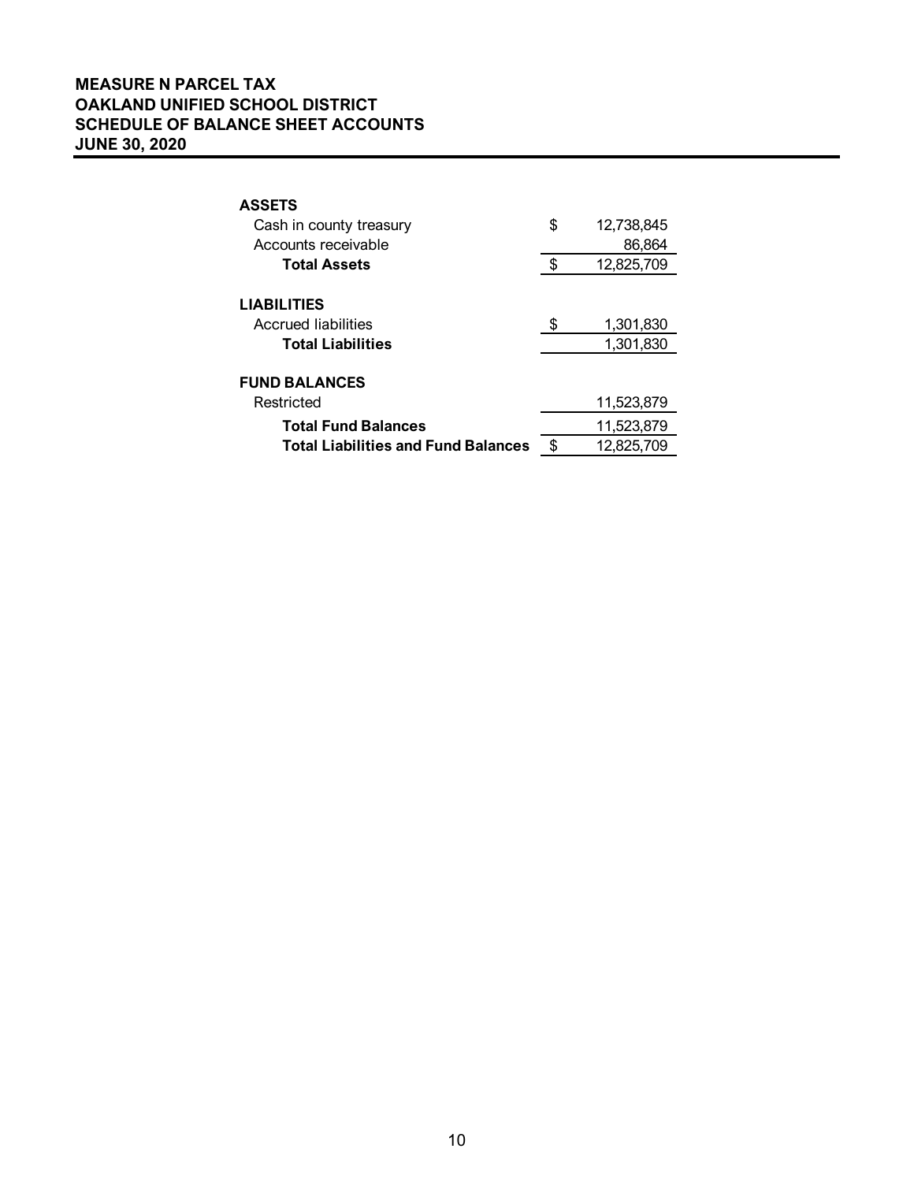**MEASURE N PARCEL TAX**
**OAKLAND UNIFIED SCHOOL DISTRICT**
**SCHEDULE OF BALANCE SHEET ACCOUNTS**
**JUNE 30, 2020**

| | | |
|---|---|---|
| **ASSETS** | | |
| Cash in county treasury | $ | 12,738,845 |
| Accounts receivable | | 86,864 |
| **Total Assets** | $ | 12,825,709 |
| | | |
| **LIABILITIES** | | |
| Accrued liabilities | $ | 1,301,830 |
| **Total Liabilities** | | 1,301,830 |
| | | |
| **FUND BALANCES** | | |
| Restricted | | 11,523,879 |
| **Total Fund Balances** | | 11,523,879 |
| **Total Liabilities and Fund Balances** | $ | 12,825,709 |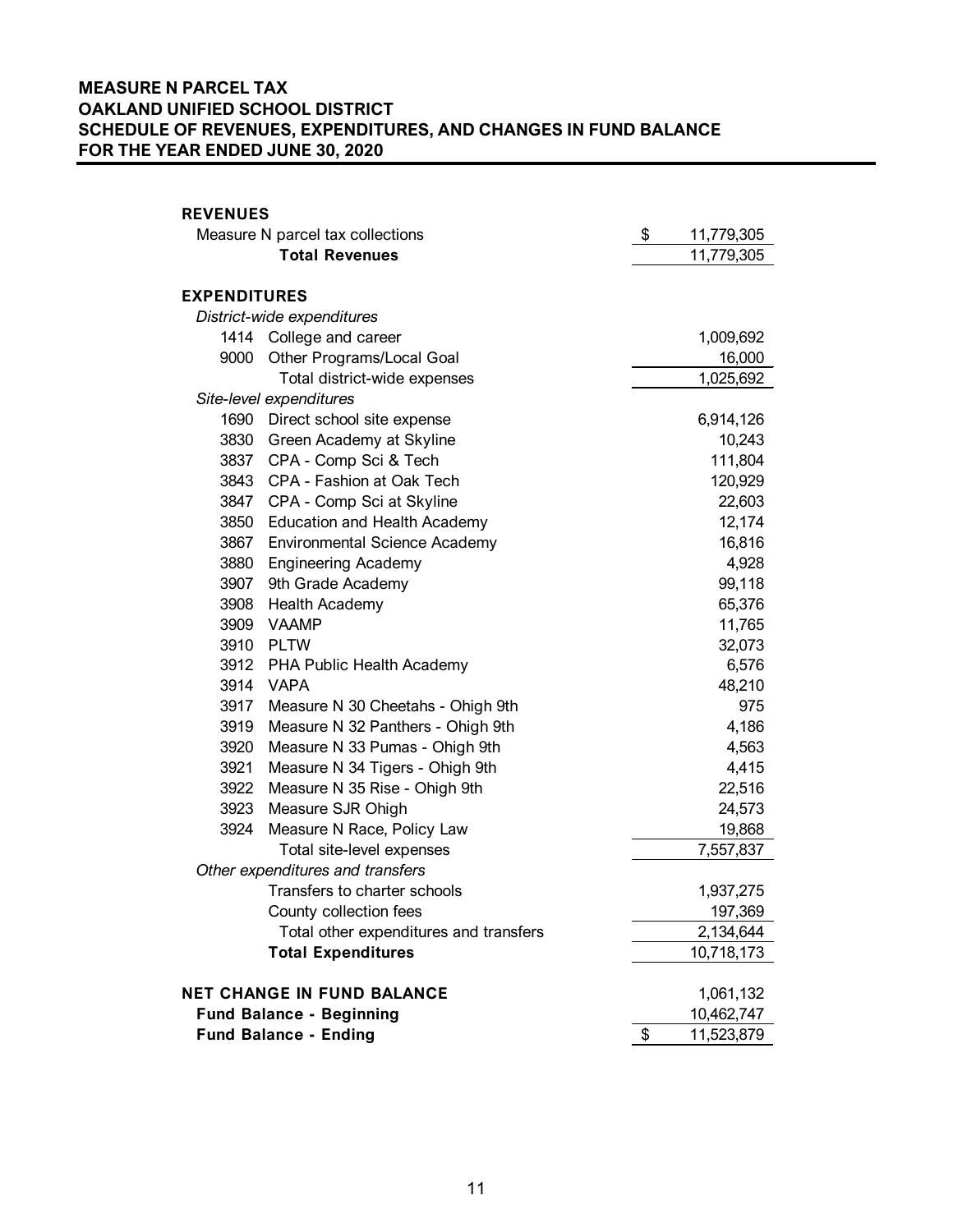**MEASURE N PARCEL TAX**
**OAKLAND UNIFIED SCHOOL DISTRICT**
**SCHEDULE OF REVENUES, EXPENDITURES, AND CHANGES IN FUND BALANCE**
**FOR THE YEAR ENDED JUNE 30, 2020**

| | | |
|---|---|---|
| **REVENUES** | | |
| | Measure N parcel tax collections | $ 11,779,305 |
| | **Total Revenues** | 11,779,305 |
| **EXPENDITURES** | | |
| *District-wide expenditures* | | |
| 1414 | College and career | 1,009,692 |
| 9000 | Other Programs/Local Goal | 16,000 |
| | Total district-wide expenses | 1,025,692 |
| *Site-level expenditures* | | |
| 1690 | Direct school site expense | 6,914,126 |
| 3830 | Green Academy at Skyline | 10,243 |
| 3837 | CPA - Comp Sci & Tech | 111,804 |
| 3843 | CPA - Fashion at Oak Tech | 120,929 |
| 3847 | CPA - Comp Sci at Skyline | 22,603 |
| 3850 | Education and Health Academy | 12,174 |
| 3867 | Environmental Science Academy | 16,816 |
| 3880 | Engineering Academy | 4,928 |
| 3907 | 9th Grade Academy | 99,118 |
| 3908 | Health Academy | 65,376 |
| 3909 | VAAMP | 11,765 |
| 3910 | PLTW | 32,073 |
| 3912 | PHA Public Health Academy | 6,576 |
| 3914 | VAPA | 48,210 |
| 3917 | Measure N 30 Cheetahs - Ohigh 9th | 975 |
| 3919 | Measure N 32 Panthers - Ohigh 9th | 4,186 |
| 3920 | Measure N 33 Pumas - Ohigh 9th | 4,563 |
| 3921 | Measure N 34 Tigers - Ohigh 9th | 4,415 |
| 3922 | Measure N 35 Rise - Ohigh 9th | 22,516 |
| 3923 | Measure SJR Ohigh | 24,573 |
| 3924 | Measure N Race, Policy Law | 19,868 |
| | Total site-level expenses | 7,557,837 |
| *Other expenditures and transfers* | | |
| | Transfers to charter schools | 1,937,275 |
| | County collection fees | 197,369 |
| | Total other expenditures and transfers | 2,134,644 |
| | **Total Expenditures** | 10,718,173 |
| **NET CHANGE IN FUND BALANCE** | | 1,061,132 |
| **Fund Balance - Beginning** | | 10,462,747 |
| **Fund Balance - Ending** | | $ 11,523,879 |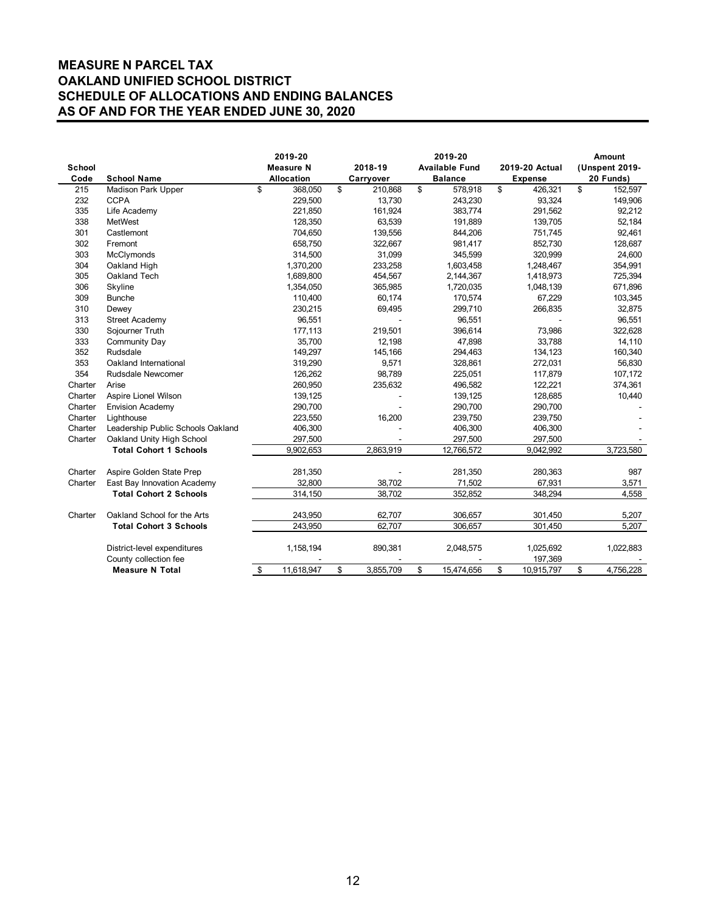# MEASURE N PARCEL TAX
# OAKLAND UNIFIED SCHOOL DISTRICT
# SCHEDULE OF ALLOCATIONS AND ENDING BALANCES
# AS OF AND FOR THE YEAR ENDED JUNE 30, 2020

| School Code | School Name | 2019-20 Measure N Allocation | 2018-19 Carryover | 2019-20 Available Fund Balance | 2019-20 Actual Expense | Amount (Unspent 2019-20 Funds) |
|---|---|---|---|---|---|---|
| 215 | Madison Park Upper | $ 368,050 | $ 210,868 | $ 578,918 | $ 426,321 | $ 152,597 |
| 232 | CCPA | 229,500 | 13,730 | 243,230 | 93,324 | 149,906 |
| 335 | Life Academy | 221,850 | 161,924 | 383,774 | 291,562 | 92,212 |
| 338 | MetWest | 128,350 | 63,539 | 191,889 | 139,705 | 52,184 |
| 301 | Castlemont | 704,650 | 139,556 | 844,206 | 751,745 | 92,461 |
| 302 | Fremont | 658,750 | 322,667 | 981,417 | 852,730 | 128,687 |
| 303 | McClymonds | 314,500 | 31,099 | 345,599 | 320,999 | 24,600 |
| 304 | Oakland High | 1,370,200 | 233,258 | 1,603,458 | 1,248,467 | 354,991 |
| 305 | Oakland Tech | 1,689,800 | 454,567 | 2,144,367 | 1,418,973 | 725,394 |
| 306 | Skyline | 1,354,050 | 365,985 | 1,720,035 | 1,048,139 | 671,896 |
| 309 | Bunche | 110,400 | 60,174 | 170,574 | 67,229 | 103,345 |
| 310 | Dewey | 230,215 | 69,495 | 299,710 | 266,835 | 32,875 |
| 313 | Street Academy | 96,551 | - | 96,551 | - | 96,551 |
| 330 | Sojourner Truth | 177,113 | 219,501 | 396,614 | 73,986 | 322,628 |
| 333 | Community Day | 35,700 | 12,198 | 47,898 | 33,788 | 14,110 |
| 352 | Rudsdale | 149,297 | 145,166 | 294,463 | 134,123 | 160,340 |
| 353 | Oakland International | 319,290 | 9,571 | 328,861 | 272,031 | 56,830 |
| 354 | Rudsdale Newcomer | 126,262 | 98,789 | 225,051 | 117,879 | 107,172 |
| Charter | Arise | 260,950 | 235,632 | 496,582 | 122,221 | 374,361 |
| Charter | Aspire Lionel Wilson | 139,125 | - | 139,125 | 128,685 | 10,440 |
| Charter | Envision Academy | 290,700 | - | 290,700 | 290,700 | - |
| Charter | Lighthouse | 223,550 | 16,200 | 239,750 | 239,750 | - |
| Charter | Leadership Public Schools Oakland | 406,300 | - | 406,300 | 406,300 | - |
| Charter | Oakland Unity High School | 297,500 | - | 297,500 | 297,500 | - |
| | **Total Cohort 1 Schools** | 9,902,653 | 2,863,919 | 12,766,572 | 9,042,992 | 3,723,580 |
| Charter | Aspire Golden State Prep | 281,350 | - | 281,350 | 280,363 | 987 |
| Charter | East Bay Innovation Academy | 32,800 | 38,702 | 71,502 | 67,931 | 3,571 |
| | **Total Cohort 2 Schools** | 314,150 | 38,702 | 352,852 | 348,294 | 4,558 |
| Charter | Oakland School for the Arts | 243,950 | 62,707 | 306,657 | 301,450 | 5,207 |
| | **Total Cohort 3 Schools** | 243,950 | 62,707 | 306,657 | 301,450 | 5,207 |
| | District-level expenditures | 1,158,194 | 890,381 | 2,048,575 | 1,025,692 | 1,022,883 |
| | County collection fee | - | - | - | 197,369 | - |
| | **Measure N Total** | $ 11,618,947 | $ 3,855,709 | $ 15,474,656 | $ 10,915,797 | $ 4,756,228 |